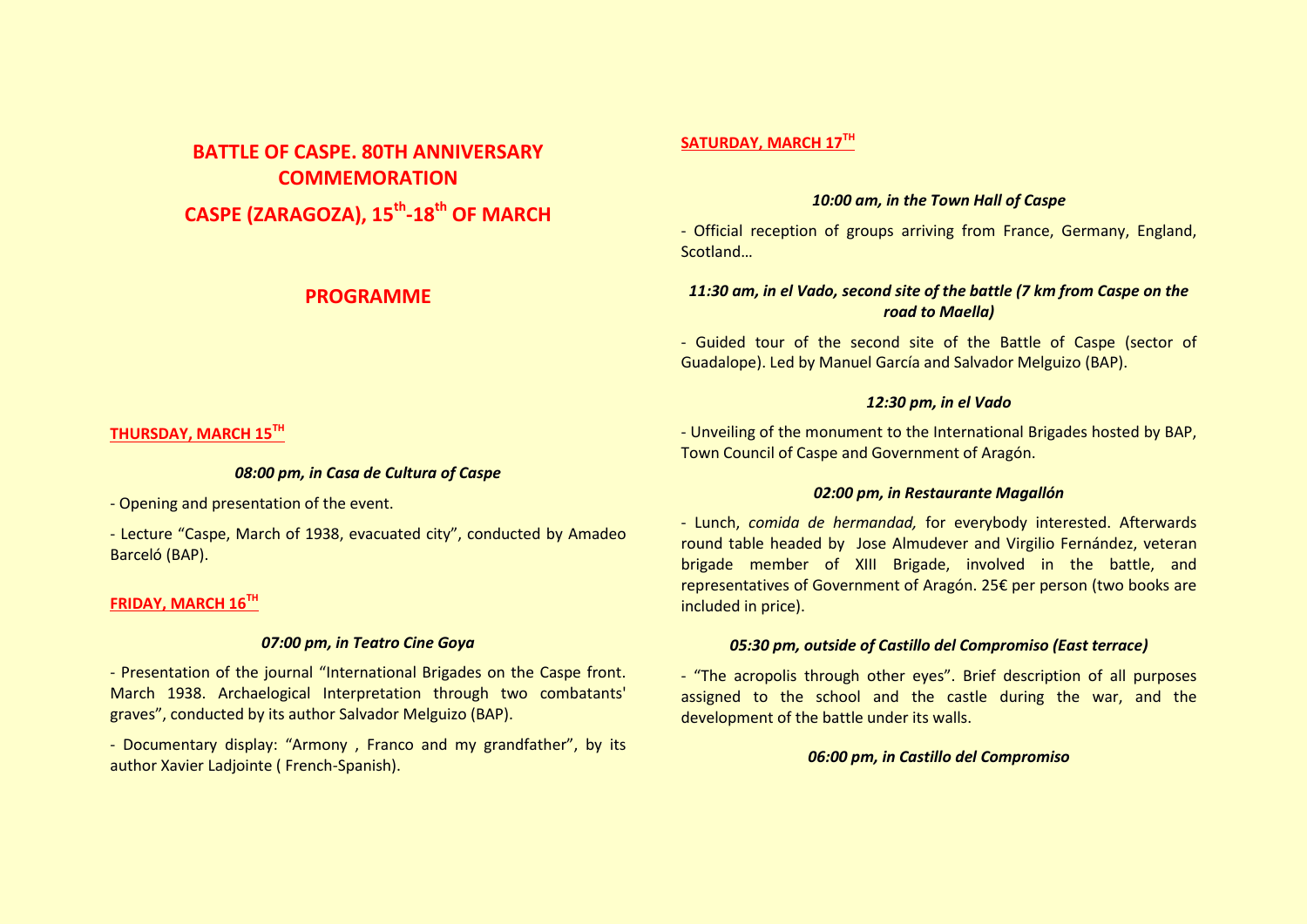# BATTLE OF CASPE. 80TH ANNIVERSARY COMMEMORATION

# CASPE (ZARAGOZA), 15th-18th OF MARCH

## PROGRAMME

### THURSDAY, MARCH 15TH

***08:00 pm, in Casa de Cultura of Caspe***

- Opening and presentation of the event.
- Lecture "Caspe, March of 1938, evacuated city", conducted by Amadeo Barceló (BAP).

### FRIDAY, MARCH 16TH

***07:00 pm, in Teatro Cine Goya***

- Presentation of the journal "International Brigades on the Caspe front. March 1938. Archaeological Interpretation through two combatants' graves", conducted by its author Salvador Melguizo (BAP).
- Documentary display: "Armony , Franco and my grandfather", by its author Xavier Ladjointe ( French-Spanish).

### SATURDAY, MARCH 17TH

***10:00 am, in the Town Hall of Caspe***

- Official reception of groups arriving from France, Germany, England, Scotland…

***11:30 am, in el Vado, second site of the battle (7 km from Caspe on the road to Maella)***

- Guided tour of the second site of the Battle of Caspe (sector of Guadalope). Led by Manuel García and Salvador Melguizo (BAP).

***12:30 pm, in el Vado***

- Unveiling of the monument to the International Brigades hosted by BAP, Town Council of Caspe and Government of Aragón.

***02:00 pm, in Restaurante Magallón***

- Lunch, *comida de hermandad,* for everybody interested. Afterwards round table headed by Jose Almudever and Virgilio Fernández, veteran brigade member of XIII Brigade, involved in the battle, and representatives of Government of Aragón. 25€ per person (two books are included in price).

***05:30 pm, outside of Castillo del Compromiso (East terrace)***

- "The acropolis through other eyes". Brief description of all purposes assigned to the school and the castle during the war, and the development of the battle under its walls.

***06:00 pm, in Castillo del Compromiso***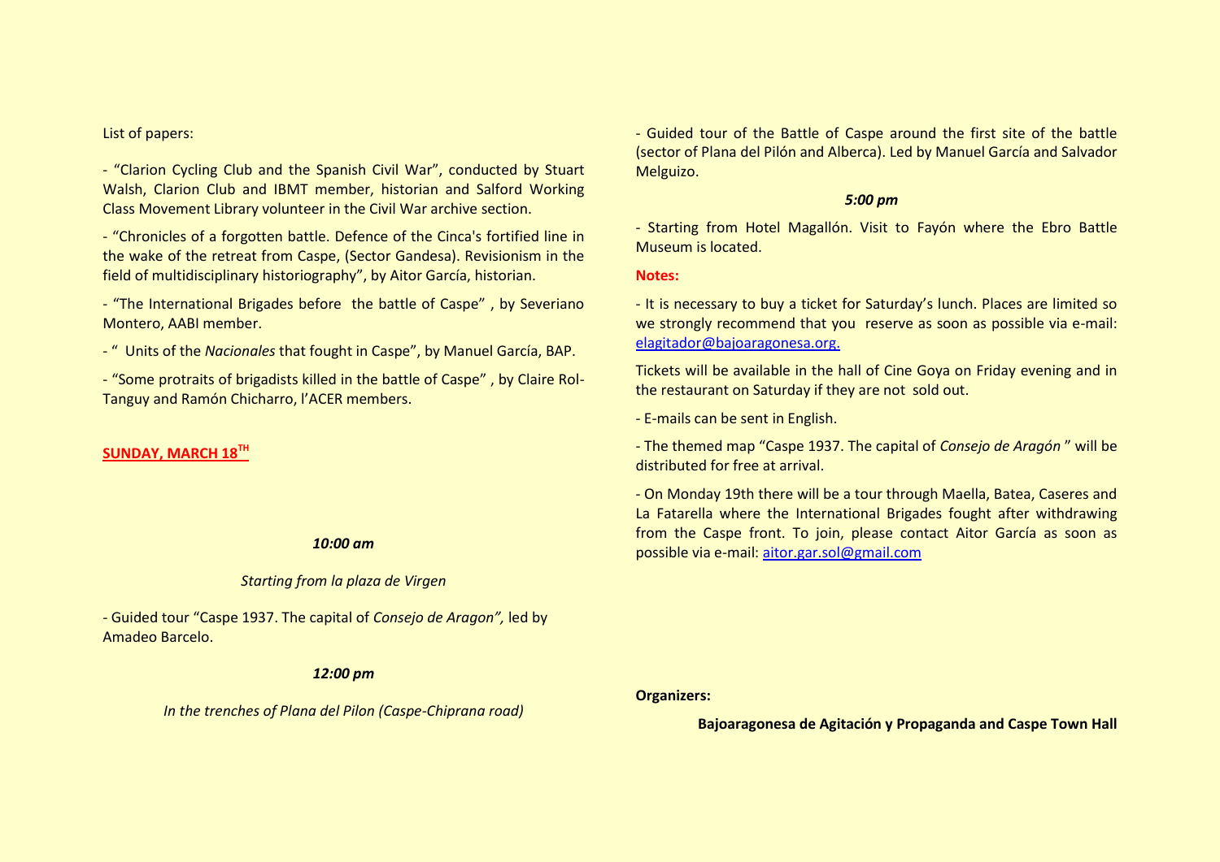List of papers:

- "Clarion Cycling Club and the Spanish Civil War", conducted by Stuart Walsh, Clarion Club and IBMT member, historian and Salford Working Class Movement Library volunteer in the Civil War archive section.

- "Chronicles of a forgotten battle. Defence of the Cinca's fortified line in the wake of the retreat from Caspe, (Sector Gandesa). Revisionism in the field of multidisciplinary historiography", by Aitor García, historian.

- "The International Brigades before the battle of Caspe" , by Severiano Montero, AABI member.

- " Units of the *Nacionales* that fought in Caspe", by Manuel García, BAP.

- "Some protraits of brigadists killed in the battle of Caspe" , by Claire Rol-Tanguy and Ramón Chicharro, l'ACER members.

**SUNDAY, MARCH 18TH**

***10:00 am***

*Starting from la plaza de Virgen*

- Guided tour "Caspe 1937. The capital of *Consejo de Aragon",* led by Amadeo Barcelo.

***12:00 pm***

*In the trenches of Plana del Pilon (Caspe-Chiprana road)*

- Guided tour of the Battle of Caspe around the first site of the battle (sector of Plana del Pilón and Alberca). Led by Manuel García and Salvador Melguizo.

***5:00 pm***

- Starting from Hotel Magallón. Visit to Fayón where the Ebro Battle Museum is located.

**Notes:**

- It is necessary to buy a ticket for Saturday's lunch. Places are limited so we strongly recommend that you reserve as soon as possible via e-mail: elagitador@bajoaragonesa.org.

Tickets will be available in the hall of Cine Goya on Friday evening and in the restaurant on Saturday if they are not sold out.

- E-mails can be sent in English.

- The themed map "Caspe 1937. The capital of *Consejo de Aragón* " will be distributed for free at arrival.

- On Monday 19th there will be a tour through Maella, Batea, Caseres and La Fatarella where the International Brigades fought after withdrawing from the Caspe front. To join, please contact Aitor García as soon as possible via e-mail: aitor.gar.sol@gmail.com

**Organizers:**

**Bajoaragonesa de Agitación y Propaganda and Caspe Town Hall**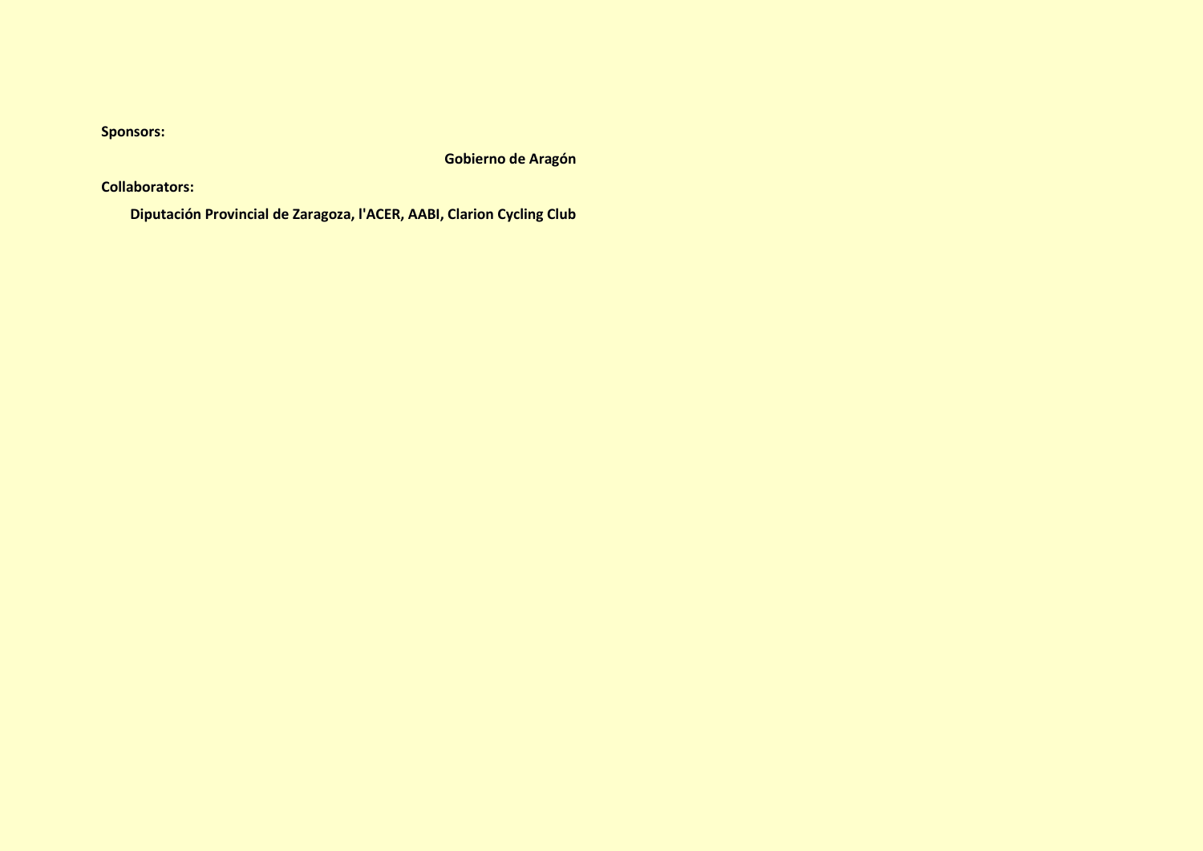**Sponsors:**

**Gobierno de Aragón**

**Collaborators:**

**Diputación Provincial de Zaragoza, l'ACER, AABI, Clarion Cycling Club**